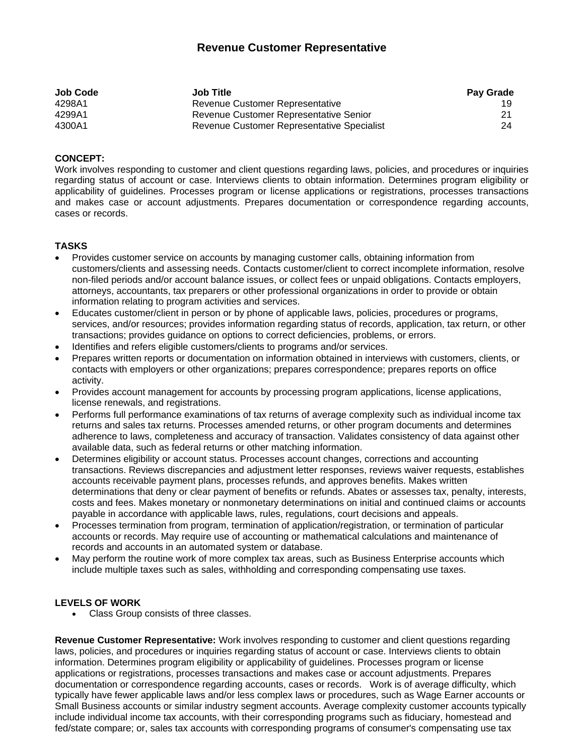# Revenue Customer Representative

| Job Code | Job Title | Pay Grade |
|---|---|---|
| 4298A1 | Revenue Customer Representative | 19 |
| 4299A1 | Revenue Customer Representative Senior | 21 |
| 4300A1 | Revenue Customer Representative Specialist | 24 |

**CONCEPT:**
Work involves responding to customer and client questions regarding laws, policies, and procedures or inquiries regarding status of account or case. Interviews clients to obtain information. Determines program eligibility or applicability of guidelines. Processes program or license applications or registrations, processes transactions and makes case or account adjustments. Prepares documentation or correspondence regarding accounts, cases or records.

**TASKS**

- Provides customer service on accounts by managing customer calls, obtaining information from customers/clients and assessing needs. Contacts customer/client to correct incomplete information, resolve non-filed periods and/or account balance issues, or collect fees or unpaid obligations. Contacts employers, attorneys, accountants, tax preparers or other professional organizations in order to provide or obtain information relating to program activities and services.
- Educates customer/client in person or by phone of applicable laws, policies, procedures or programs, services, and/or resources; provides information regarding status of records, application, tax return, or other transactions; provides guidance on options to correct deficiencies, problems, or errors.
- Identifies and refers eligible customers/clients to programs and/or services.
- Prepares written reports or documentation on information obtained in interviews with customers, clients, or contacts with employers or other organizations; prepares correspondence; prepares reports on office activity.
- Provides account management for accounts by processing program applications, license applications, license renewals, and registrations.
- Performs full performance examinations of tax returns of average complexity such as individual income tax returns and sales tax returns. Processes amended returns, or other program documents and determines adherence to laws, completeness and accuracy of transaction. Validates consistency of data against other available data, such as federal returns or other matching information.
- Determines eligibility or account status. Processes account changes, corrections and accounting transactions. Reviews discrepancies and adjustment letter responses, reviews waiver requests, establishes accounts receivable payment plans, processes refunds, and approves benefits. Makes written determinations that deny or clear payment of benefits or refunds. Abates or assesses tax, penalty, interests, costs and fees. Makes monetary or nonmonetary determinations on initial and continued claims or accounts payable in accordance with applicable laws, rules, regulations, court decisions and appeals.
- Processes termination from program, termination of application/registration, or termination of particular accounts or records. May require use of accounting or mathematical calculations and maintenance of records and accounts in an automated system or database.
- May perform the routine work of more complex tax areas, such as Business Enterprise accounts which include multiple taxes such as sales, withholding and corresponding compensating use taxes.

**LEVELS OF WORK**

- Class Group consists of three classes.

**Revenue Customer Representative:** Work involves responding to customer and client questions regarding laws, policies, and procedures or inquiries regarding status of account or case. Interviews clients to obtain information. Determines program eligibility or applicability of guidelines. Processes program or license applications or registrations, processes transactions and makes case or account adjustments. Prepares documentation or correspondence regarding accounts, cases or records. Work is of average difficulty, which typically have fewer applicable laws and/or less complex laws or procedures, such as Wage Earner accounts or Small Business accounts or similar industry segment accounts. Average complexity customer accounts typically include individual income tax accounts, with their corresponding programs such as fiduciary, homestead and fed/state compare; or, sales tax accounts with corresponding programs of consumer's compensating use tax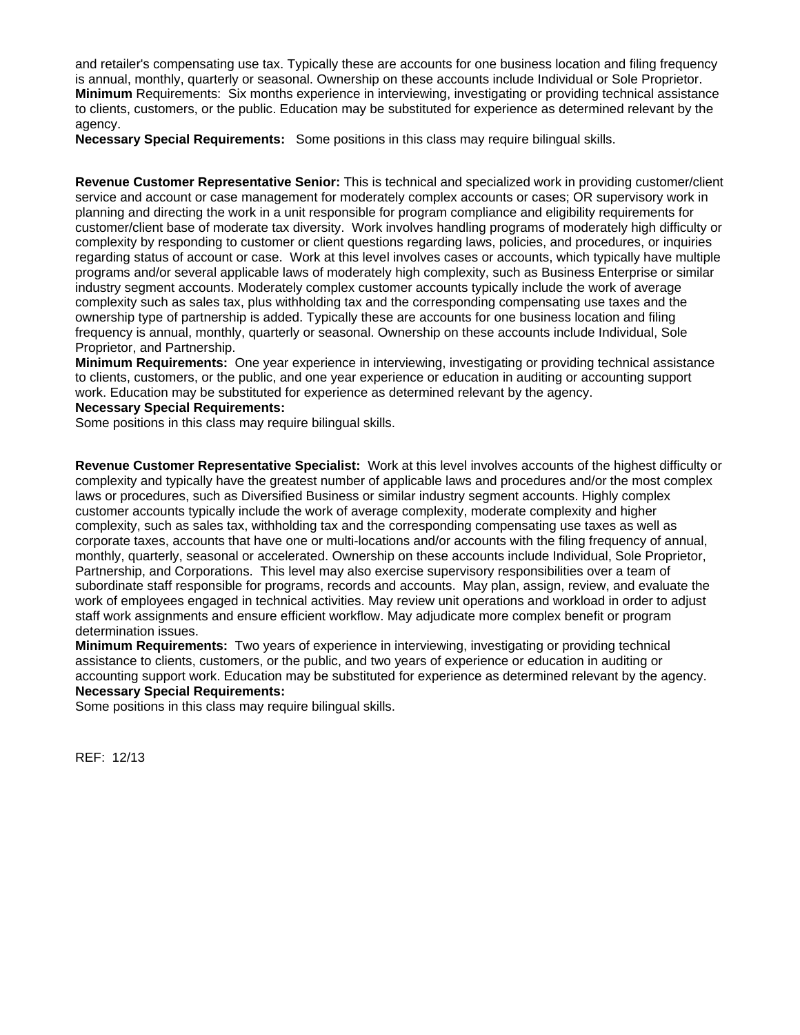and retailer's compensating use tax. Typically these are accounts for one business location and filing frequency is annual, monthly, quarterly or seasonal. Ownership on these accounts include Individual or Sole Proprietor.
**Minimum** Requirements: Six months experience in interviewing, investigating or providing technical assistance to clients, customers, or the public. Education may be substituted for experience as determined relevant by the agency.
**Necessary Special Requirements:** Some positions in this class may require bilingual skills.

**Revenue Customer Representative Senior:** This is technical and specialized work in providing customer/client service and account or case management for moderately complex accounts or cases; OR supervisory work in planning and directing the work in a unit responsible for program compliance and eligibility requirements for customer/client base of moderate tax diversity. Work involves handling programs of moderately high difficulty or complexity by responding to customer or client questions regarding laws, policies, and procedures, or inquiries regarding status of account or case. Work at this level involves cases or accounts, which typically have multiple programs and/or several applicable laws of moderately high complexity, such as Business Enterprise or similar industry segment accounts. Moderately complex customer accounts typically include the work of average complexity such as sales tax, plus withholding tax and the corresponding compensating use taxes and the ownership type of partnership is added. Typically these are accounts for one business location and filing frequency is annual, monthly, quarterly or seasonal. Ownership on these accounts include Individual, Sole Proprietor, and Partnership.
**Minimum Requirements:** One year experience in interviewing, investigating or providing technical assistance to clients, customers, or the public, and one year experience or education in auditing or accounting support work. Education may be substituted for experience as determined relevant by the agency.
**Necessary Special Requirements:**
Some positions in this class may require bilingual skills.

**Revenue Customer Representative Specialist:** Work at this level involves accounts of the highest difficulty or complexity and typically have the greatest number of applicable laws and procedures and/or the most complex laws or procedures, such as Diversified Business or similar industry segment accounts. Highly complex customer accounts typically include the work of average complexity, moderate complexity and higher complexity, such as sales tax, withholding tax and the corresponding compensating use taxes as well as corporate taxes, accounts that have one or multi-locations and/or accounts with the filing frequency of annual, monthly, quarterly, seasonal or accelerated. Ownership on these accounts include Individual, Sole Proprietor, Partnership, and Corporations. This level may also exercise supervisory responsibilities over a team of subordinate staff responsible for programs, records and accounts. May plan, assign, review, and evaluate the work of employees engaged in technical activities. May review unit operations and workload in order to adjust staff work assignments and ensure efficient workflow. May adjudicate more complex benefit or program determination issues.
**Minimum Requirements:** Two years of experience in interviewing, investigating or providing technical assistance to clients, customers, or the public, and two years of experience or education in auditing or accounting support work. Education may be substituted for experience as determined relevant by the agency.
**Necessary Special Requirements:**
Some positions in this class may require bilingual skills.

REF: 12/13